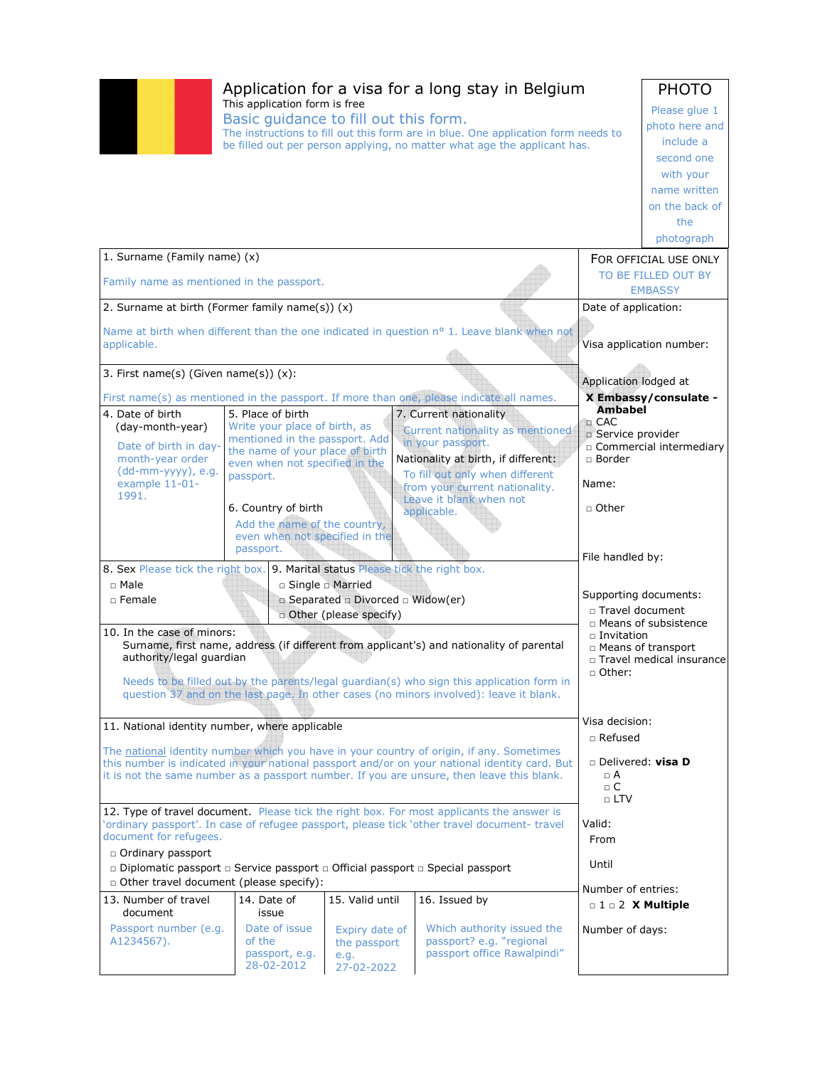# Application for a visa for a long stay in Belgium

This application form is free

## Basic guidance to fill out this form.

The instructions to fill out this form are in blue. One application form needs to be filled out per person applying, no matter what age the applicant has.

**PHOTO**

Please glue 1 photo here and include a second one with your name written on the back of the photograph

1. Surname (Family name) (x)

Family name as mentioned in the passport.

2. Surname at birth (Former family name(s)) (x)

Name at birth when different than the one indicated in question n° 1. Leave blank when not applicable.

3. First name(s) (Given name(s)) (x):

First name(s) as mentioned in the passport. If more than one, please indicate all names.

4. Date of birth (day-month-year)

Date of birth in day-month-year order (dd-mm-yyyy), e.g. example 11-01-1991.

5. Place of birth

Write your place of birth, as mentioned in the passport. Add the name of your place of birth even when not specified in the passport.

6. Country of birth

Add the name of the country, even when not specified in the passport.

7. Current nationality

Current nationality as mentioned in your passport.

Nationality at birth, if different:

To fill out only when different from your current nationality. Leave it blank when not applicable.

8. Sex Please tick the right box.

- ▫ Male
- ▫ Female

9. Marital status Please tick the right box.

▫ Single ▫ Married
▫ Separated ▫ Divorced ▫ Widow(er)
▫ Other (please specify)

10. In the case of minors:
Surname, first name, address (if different from applicant's) and nationality of parental authority/legal guardian

Needs to be filled out by the parents/legal guardian(s) who sign this application form in question 37 and on the last page. In other cases (no minors involved): leave it blank.

11. National identity number, where applicable

The national identity number which you have in your country of origin, if any. Sometimes this number is indicated in your national passport and/or on your national identity card. But it is not the same number as a passport number. If you are unsure, then leave this blank.

12. Type of travel document. Please tick the right box. For most applicants the answer is 'ordinary passport'. In case of refugee passport, please tick 'other travel document- travel document for refugees.

▫ Ordinary passport
▫ Diplomatic passport ▫ Service passport ▫ Official passport ▫ Special passport
▫ Other travel document (please specify):

13. Number of travel document

Passport number (e.g. A1234567).

14. Date of issue

Date of issue of the passport, e.g. 28-02-2012

15. Valid until

Expiry date of the passport e.g. 27-02-2022

16. Issued by

Which authority issued the passport? e.g. "regional passport office Rawalpindi"

---

**FOR OFFICIAL USE ONLY**

TO BE FILLED OUT BY EMBASSY

Date of application:

Visa application number:

Application lodged at

- **X Embassy/consulate - Ambabel**
- ▫ CAC
- ▫ Service provider
- ▫ Commercial intermediary
- ▫ Border

Name:

- ▫ Other

File handled by:

Supporting documents:

- ▫ Travel document
- ▫ Means of subsistence
- ▫ Invitation
- ▫ Means of transport
- ▫ Travel medical insurance
- ▫ Other:

Visa decision:

- ▫ Refused
- ▫ Delivered: **visa D**
  - ▫ A
  - ▫ C
  - ▫ LTV

Valid:

From

Until

Number of entries:

▫ 1 ▫ 2 **X Multiple**

Number of days: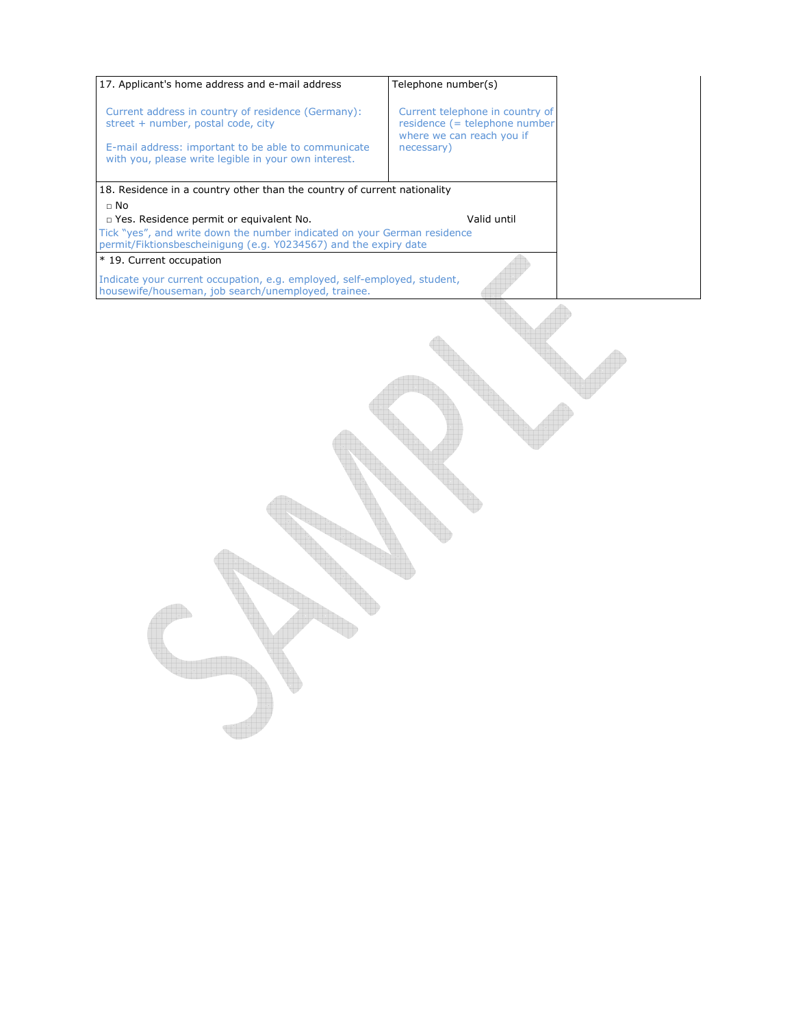| 17. Applicant's home address and e-mail address | Telephone number(s) |
| --- | --- |
| Current address in country of residence (Germany): street + number, postal code, city<br><br>E-mail address: important to be able to communicate with you, please write legible in your own interest. | Current telephone in country of residence (= telephone number where we can reach you if necessary) |
| 18. Residence in a country other than the country of current nationality<br>□ No<br>□ Yes. Residence permit or equivalent No. Valid until<br>Tick "yes", and write down the number indicated on your German residence permit/Fiktionsbescheinigung (e.g. Y0234567) and the expiry date | |
| * 19. Current occupation<br><br>Indicate your current occupation, e.g. employed, self-employed, student, housewife/houseman, job search/unemployed, trainee. | |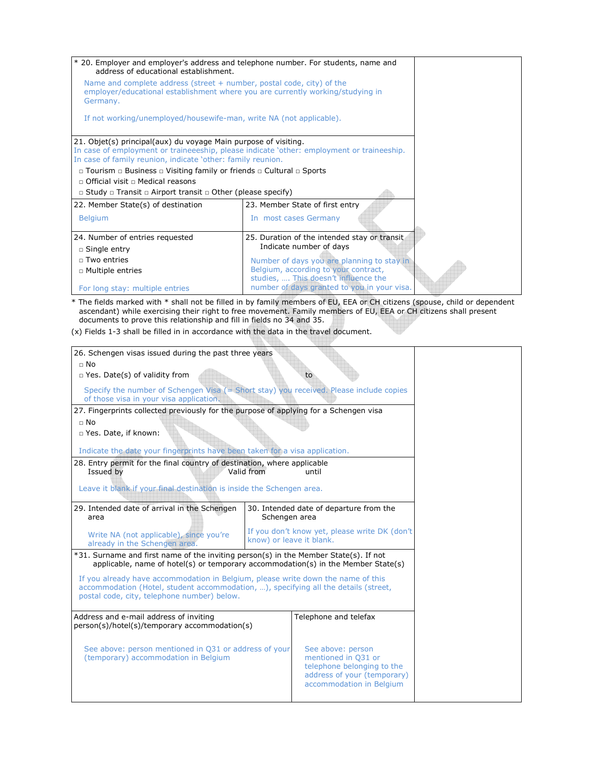| | |
|---|---|
| * 20. Employer and employer's address and telephone number. For students, name and address of educational establishment.<br><br>Name and complete address (street + number, postal code, city) of the employer/educational establishment where you are currently working/studying in Germany.<br><br>If not working/unemployed/housewife-man, write NA (not applicable). | |
| 21. Objet(s) principal(aux) du voyage Main purpose of visiting.<br>In case of employment or traineeeship, please indicate 'other: employment or traineeship.<br>In case of family reunion, indicate 'other: family reunion.<br>□ Tourism □ Business □ Visiting family or friends □ Cultural □ Sports<br>□ Official visit □ Medical reasons<br>□ Study □ Transit □ Airport transit □ Other (please specify) | |
| 22. Member State(s) of destination<br><br>Belgium \| 23. Member State of first entry<br><br>In most cases Germany | |
| 24. Number of entries requested<br>□ Single entry<br>□ Two entries<br>□ Multiple entries<br><br>For long stay: multiple entries \| 25. Duration of the intended stay or transit<br>Indicate number of days<br><br>Number of days you are planning to stay in Belgium, according to your contract, studies, …. This doesn't influence the number of days granted to you in your visa. | |

\* The fields marked with * shall not be filled in by family members of EU, EEA or CH citizens (spouse, child or dependent ascendant) while exercising their right to free movement. Family members of EU, EEA or CH citizens shall present documents to prove this relationship and fill in fields no 34 and 35.

(x) Fields 1-3 shall be filled in in accordance with the data in the travel document.

| | |
|---|---|
| 26. Schengen visas issued during the past three years<br>□ No<br>□ Yes. Date(s) of validity from to<br><br>Specify the number of Schengen Visa (= Short stay) you received. Please include copies of those visa in your visa application. | |
| 27. Fingerprints collected previously for the purpose of applying for a Schengen visa<br>□ No<br>□ Yes. Date, if known:<br><br>Indicate the date your fingerprints have been taken for a visa application. | |
| 28. Entry permit for the final country of destination, where applicable<br>Issued by Valid from until<br><br>Leave it blank if your final destination is inside the Schengen area. | |
| 29. Intended date of arrival in the Schengen area<br><br>Write NA (not applicable), since you're already in the Schengen area. \| 30. Intended date of departure from the Schengen area<br><br>If you don't know yet, please write DK (don't know) or leave it blank. | |
| *31. Surname and first name of the inviting person(s) in the Member State(s). If not applicable, name of hotel(s) or temporary accommodation(s) in the Member State(s)<br><br>If you already have accommodation in Belgium, please write down the name of this accommodation (Hotel, student accommodation, …), specifying all the details (street, postal code, city, telephone number) below. | |
| Address and e-mail address of inviting person(s)/hotel(s)/temporary accommodation(s)<br><br>See above: person mentioned in Q31 or address of your (temporary) accommodation in Belgium \| Telephone and telefax<br><br>See above: person mentioned in Q31 or telephone belonging to the address of your (temporary) accommodation in Belgium | |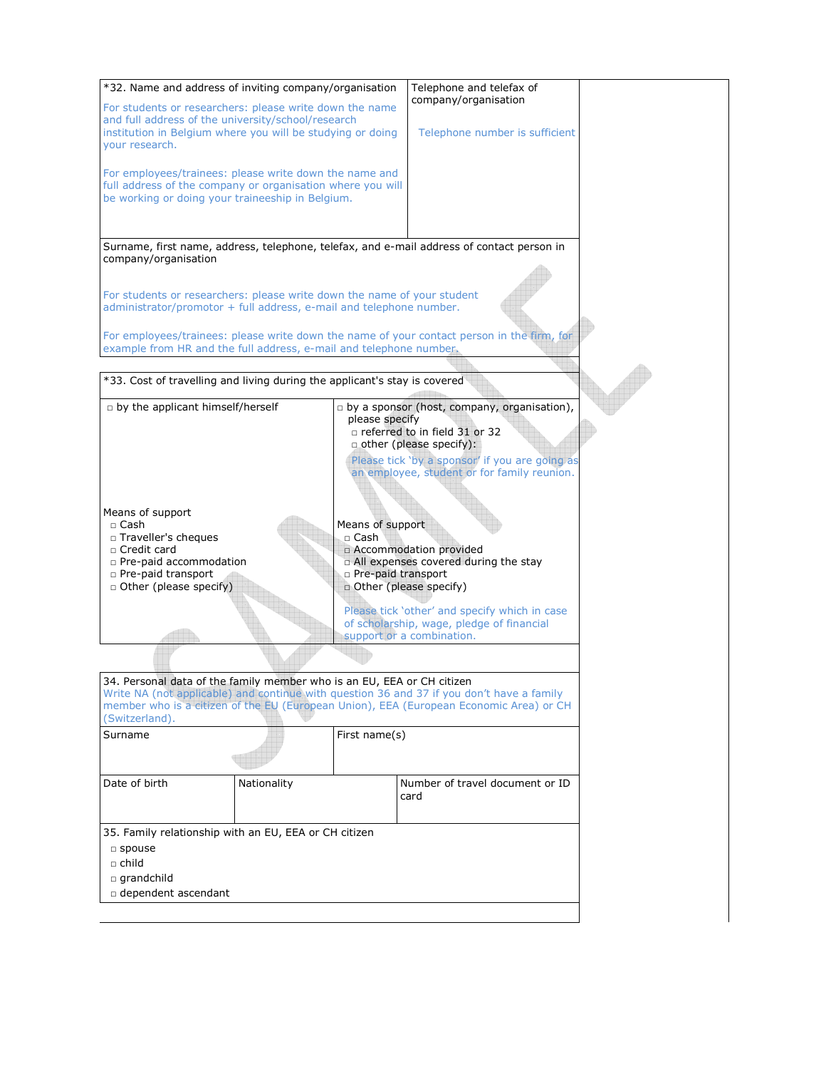| *32. Name and address of inviting company/organisation | Telephone and telefax of company/organisation |
| --- | --- |
| For students or researchers: please write down the name and full address of the university/school/research institution in Belgium where you will be studying or doing your research.<br><br>For employees/trainees: please write down the name and full address of the company or organisation where you will be working or doing your traineeship in Belgium. | Telephone number is sufficient |

| Surname, first name, address, telephone, telefax, and e-mail address of contact person in company/organisation |
| --- |
| For students or researchers: please write down the name of your student administrator/promotor + full address, e-mail and telephone number.<br><br>For employees/trainees: please write down the name of your contact person in the firm, for example from HR and the full address, e-mail and telephone number. |

| *33. Cost of travelling and living during the applicant's stay is covered | |
| --- | --- |
| □ by the applicant himself/herself | □ by a sponsor (host, company, organisation), please specify<br>□ referred to in field 31 or 32<br>□ other (please specify):<br>Please tick 'by a sponsor' if you are going as an employee, student or for family reunion. |
| Means of support<br>□ Cash<br>□ Traveller's cheques<br>□ Credit card<br>□ Pre-paid accommodation<br>□ Pre-paid transport<br>□ Other (please specify) | Means of support<br>□ Cash<br>□ Accommodation provided<br>□ All expenses covered during the stay<br>□ Pre-paid transport<br>□ Other (please specify)<br><br>Please tick 'other' and specify which in case of scholarship, wage, pledge of financial support or a combination. |

| 34. Personal data of the family member who is an EU, EEA or CH citizen<br>Write NA (not applicable) and continue with question 36 and 37 if you don't have a family member who is a citizen of the EU (European Union), EEA (European Economic Area) or CH (Switzerland). | | |
| --- | --- | --- |
| Surname | First name(s) | |
| Date of birth | Nationality | Number of travel document or ID card |

| 35. Family relationship with an EU, EEA or CH citizen |
| --- |
| □ spouse<br>□ child<br>□ grandchild<br>□ dependent ascendant |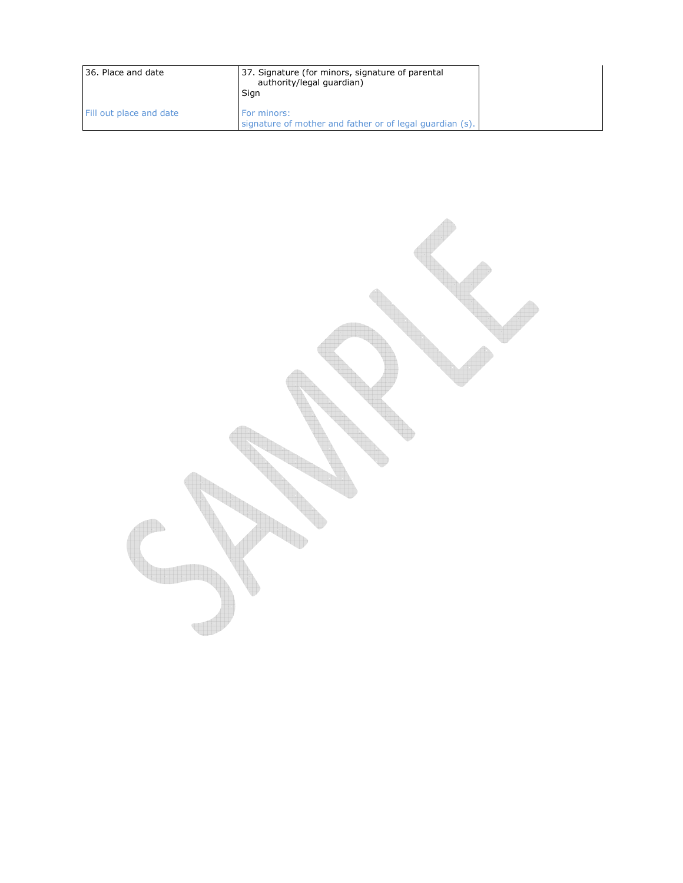| 36. Place and date | 37. Signature (for minors, signature of parental authority/legal guardian)<br>Sign | |
|---|---|---|
| Fill out place and date | For minors:<br>signature of mother and father or of legal guardian (s). | |

SAMPLE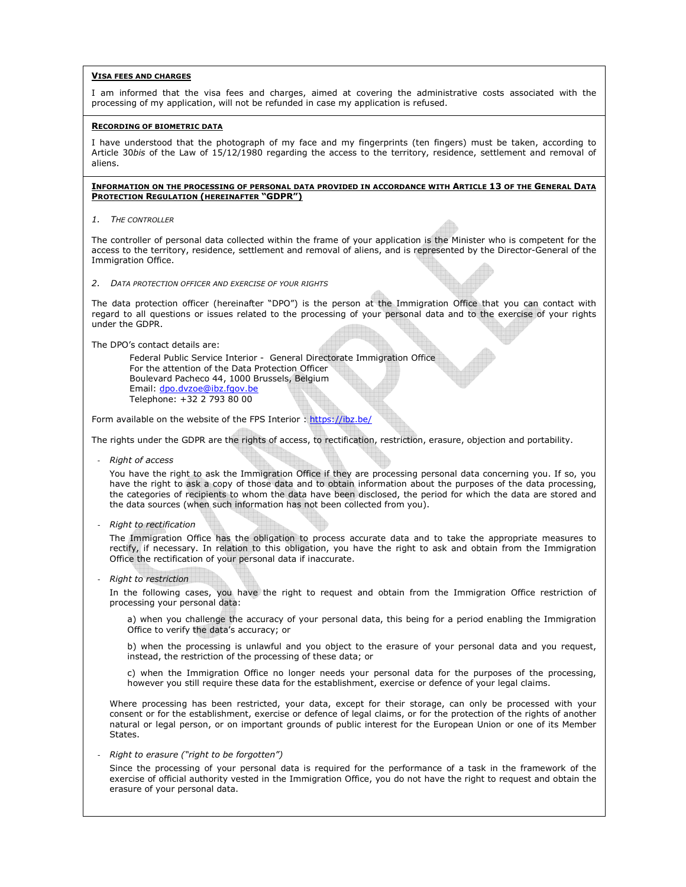**VISA FEES AND CHARGES**

I am informed that the visa fees and charges, aimed at covering the administrative costs associated with the processing of my application, will not be refunded in case my application is refused.

**RECORDING OF BIOMETRIC DATA**

I have understood that the photograph of my face and my fingerprints (ten fingers) must be taken, according to Article 30*bis* of the Law of 15/12/1980 regarding the access to the territory, residence, settlement and removal of aliens.

**INFORMATION ON THE PROCESSING OF PERSONAL DATA PROVIDED IN ACCORDANCE WITH ARTICLE 13 OF THE GENERAL DATA PROTECTION REGULATION (HEREINAFTER "GDPR")**

1. *THE CONTROLLER*

The controller of personal data collected within the frame of your application is the Minister who is competent for the access to the territory, residence, settlement and removal of aliens, and is represented by the Director-General of the Immigration Office.

2. *DATA PROTECTION OFFICER AND EXERCISE OF YOUR RIGHTS*

The data protection officer (hereinafter "DPO") is the person at the Immigration Office that you can contact with regard to all questions or issues related to the processing of your personal data and to the exercise of your rights under the GDPR.

The DPO's contact details are:

Federal Public Service Interior - General Directorate Immigration Office
For the attention of the Data Protection Officer
Boulevard Pacheco 44, 1000 Brussels, Belgium
Email: dpo.dvzoe@ibz.fgov.be
Telephone: +32 2 793 80 00

Form available on the website of the FPS Interior : https://ibz.be/

The rights under the GDPR are the rights of access, to rectification, restriction, erasure, objection and portability.

- *Right of access*

  You have the right to ask the Immigration Office if they are processing personal data concerning you. If so, you have the right to ask a copy of those data and to obtain information about the purposes of the data processing, the categories of recipients to whom the data have been disclosed, the period for which the data are stored and the data sources (when such information has not been collected from you).

- *Right to rectification*

  The Immigration Office has the obligation to process accurate data and to take the appropriate measures to rectify, if necessary. In relation to this obligation, you have the right to ask and obtain from the Immigration Office the rectification of your personal data if inaccurate.

- *Right to restriction*

  In the following cases, you have the right to request and obtain from the Immigration Office restriction of processing your personal data:

  a) when you challenge the accuracy of your personal data, this being for a period enabling the Immigration Office to verify the data's accuracy; or

  b) when the processing is unlawful and you object to the erasure of your personal data and you request, instead, the restriction of the processing of these data; or

  c) when the Immigration Office no longer needs your personal data for the purposes of the processing, however you still require these data for the establishment, exercise or defence of your legal claims.

  Where processing has been restricted, your data, except for their storage, can only be processed with your consent or for the establishment, exercise or defence of legal claims, or for the protection of the rights of another natural or legal person, or on important grounds of public interest for the European Union or one of its Member States.

- *Right to erasure ("right to be forgotten")*

  Since the processing of your personal data is required for the performance of a task in the framework of the exercise of official authority vested in the Immigration Office, you do not have the right to request and obtain the erasure of your personal data.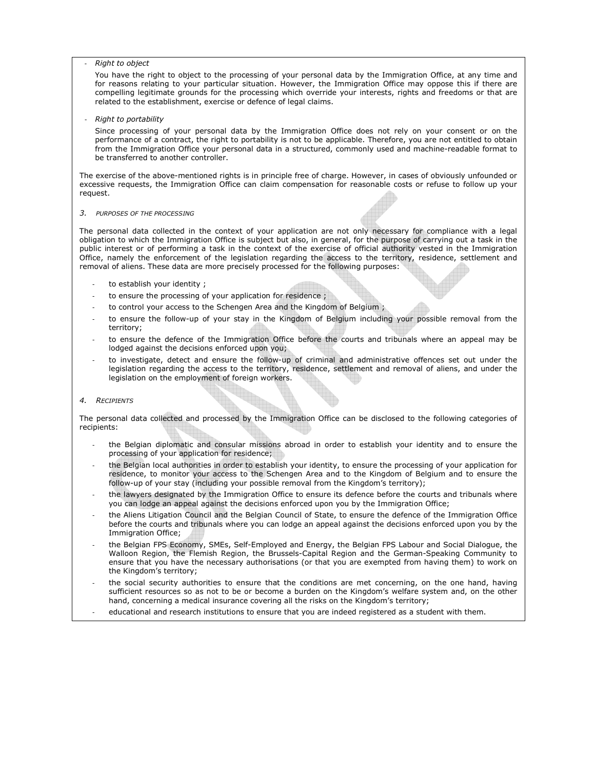- *Right to object*

  You have the right to object to the processing of your personal data by the Immigration Office, at any time and for reasons relating to your particular situation. However, the Immigration Office may oppose this if there are compelling legitimate grounds for the processing which override your interests, rights and freedoms or that are related to the establishment, exercise or defence of legal claims.

- *Right to portability*

  Since processing of your personal data by the Immigration Office does not rely on your consent or on the performance of a contract, the right to portability is not to be applicable. Therefore, you are not entitled to obtain from the Immigration Office your personal data in a structured, commonly used and machine-readable format to be transferred to another controller.

The exercise of the above-mentioned rights is in principle free of charge. However, in cases of obviously unfounded or excessive requests, the Immigration Office can claim compensation for reasonable costs or refuse to follow up your request.

### 3. *PURPOSES OF THE PROCESSING*

The personal data collected in the context of your application are not only necessary for compliance with a legal obligation to which the Immigration Office is subject but also, in general, for the purpose of carrying out a task in the public interest or of performing a task in the context of the exercise of official authority vested in the Immigration Office, namely the enforcement of the legislation regarding the access to the territory, residence, settlement and removal of aliens. These data are more precisely processed for the following purposes:

- to establish your identity ;
- to ensure the processing of your application for residence ;
- to control your access to the Schengen Area and the Kingdom of Belgium ;
- to ensure the follow-up of your stay in the Kingdom of Belgium including your possible removal from the territory;
- to ensure the defence of the Immigration Office before the courts and tribunals where an appeal may be lodged against the decisions enforced upon you;
- to investigate, detect and ensure the follow-up of criminal and administrative offences set out under the legislation regarding the access to the territory, residence, settlement and removal of aliens, and under the legislation on the employment of foreign workers.

### 4. *RECIPIENTS*

The personal data collected and processed by the Immigration Office can be disclosed to the following categories of recipients:

- the Belgian diplomatic and consular missions abroad in order to establish your identity and to ensure the processing of your application for residence;
- the Belgian local authorities in order to establish your identity, to ensure the processing of your application for residence, to monitor your access to the Schengen Area and to the Kingdom of Belgium and to ensure the follow-up of your stay (including your possible removal from the Kingdom's territory);
- the lawyers designated by the Immigration Office to ensure its defence before the courts and tribunals where you can lodge an appeal against the decisions enforced upon you by the Immigration Office;
- the Aliens Litigation Council and the Belgian Council of State, to ensure the defence of the Immigration Office before the courts and tribunals where you can lodge an appeal against the decisions enforced upon you by the Immigration Office;
- the Belgian FPS Economy, SMEs, Self-Employed and Energy, the Belgian FPS Labour and Social Dialogue, the Walloon Region, the Flemish Region, the Brussels-Capital Region and the German-Speaking Community to ensure that you have the necessary authorisations (or that you are exempted from having them) to work on the Kingdom's territory;
- the social security authorities to ensure that the conditions are met concerning, on the one hand, having sufficient resources so as not to be or become a burden on the Kingdom's welfare system and, on the other hand, concerning a medical insurance covering all the risks on the Kingdom's territory;
- educational and research institutions to ensure that you are indeed registered as a student with them.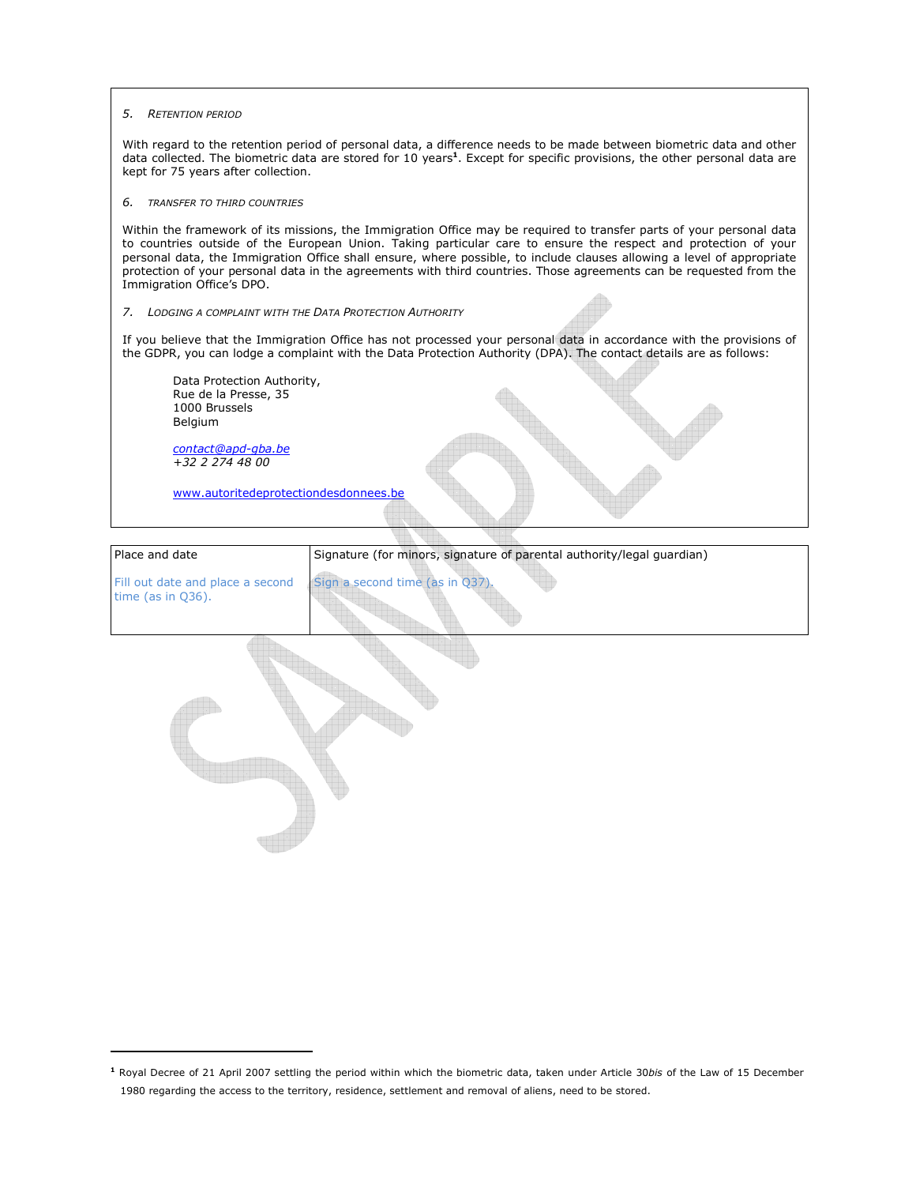### 5. Retention period

With regard to the retention period of personal data, a difference needs to be made between biometric data and other data collected. The biometric data are stored for 10 years[1]. Except for specific provisions, the other personal data are kept for 75 years after collection.

### 6. Transfer to third countries

Within the framework of its missions, the Immigration Office may be required to transfer parts of your personal data to countries outside of the European Union. Taking particular care to ensure the respect and protection of your personal data, the Immigration Office shall ensure, where possible, to include clauses allowing a level of appropriate protection of your personal data in the agreements with third countries. Those agreements can be requested from the Immigration Office's DPO.

### 7. Lodging a complaint with the Data Protection Authority

If you believe that the Immigration Office has not processed your personal data in accordance with the provisions of the GDPR, you can lodge a complaint with the Data Protection Authority (DPA). The contact details are as follows:

Data Protection Authority,
Rue de la Presse, 35
1000 Brussels
Belgium

*contact@apd-gba.be*
*+32 2 274 48 00*

www.autoritedeprotectiondesdonnees.be

| Place and date | Signature (for minors, signature of parental authority/legal guardian) |
|---|---|
| Fill out date and place a second time (as in Q36). | Sign a second time (as in Q37). |

[1] Royal Decree of 21 April 2007 settling the period within which the biometric data, taken under Article 30*bis* of the Law of 15 December 1980 regarding the access to the territory, residence, settlement and removal of aliens, need to be stored.